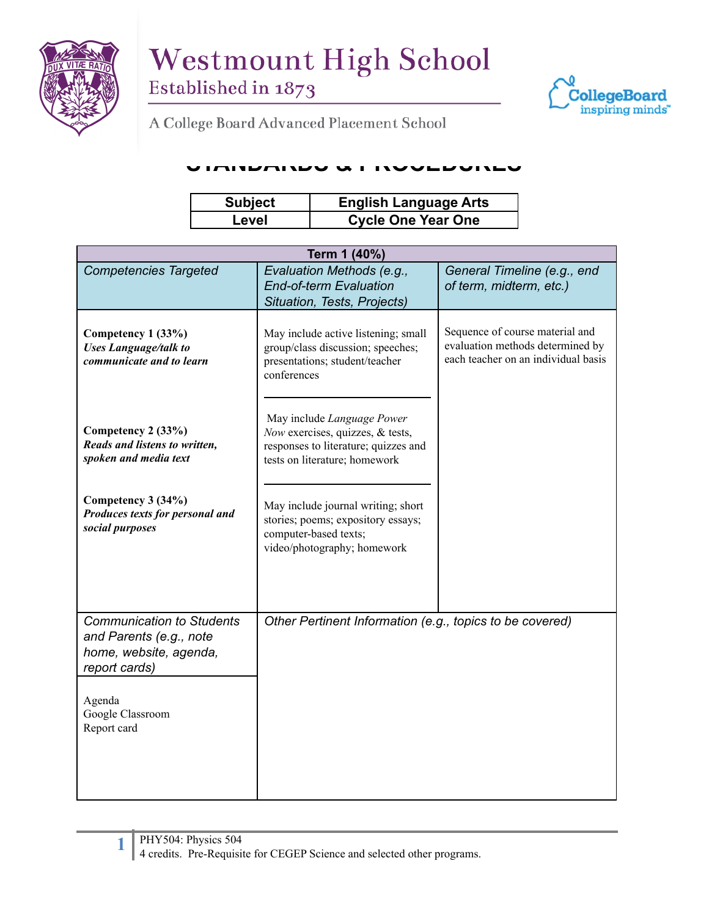# Westmount High School

Established in 1873

A College Board Advanced Placement School

CollegeBoard inspiring minds

## STANDARDS & PROCEDURES

| Subject | English Language Arts |
|---|---|
| Level | Cycle One Year One |

| Term 1 (40%) | | |
|---|---|---|
| *Competencies Targeted* | *Evaluation Methods (e.g., End-of-term Evaluation Situation, Tests, Projects)* | *General Timeline (e.g., end of term, midterm, etc.)* |
| **Competency 1 (33%)** ***Uses Language/talk to communicate and to learn*** | May include active listening; small group/class discussion; speeches; presentations; student/teacher conferences | Sequence of course material and evaluation methods determined by each teacher on an individual basis |
| **Competency 2 (33%)** ***Reads and listens to written, spoken and media text*** | May include *Language Power Now* exercises, quizzes, & tests, responses to literature; quizzes and tests on literature; homework | |
| **Competency 3 (34%)** ***Produces texts for personal and social purposes*** | May include journal writing; short stories; poems; expository essays; computer-based texts; video/photography; homework | |
| *Communication to Students and Parents (e.g., note home, website, agenda, report cards)* | *Other Pertinent Information (e.g., topics to be covered)* | |
| Agenda<br>Google Classroom<br>Report card | | |

PHY504: Physics 504
4 credits. Pre-Requisite for CEGEP Science and selected other programs.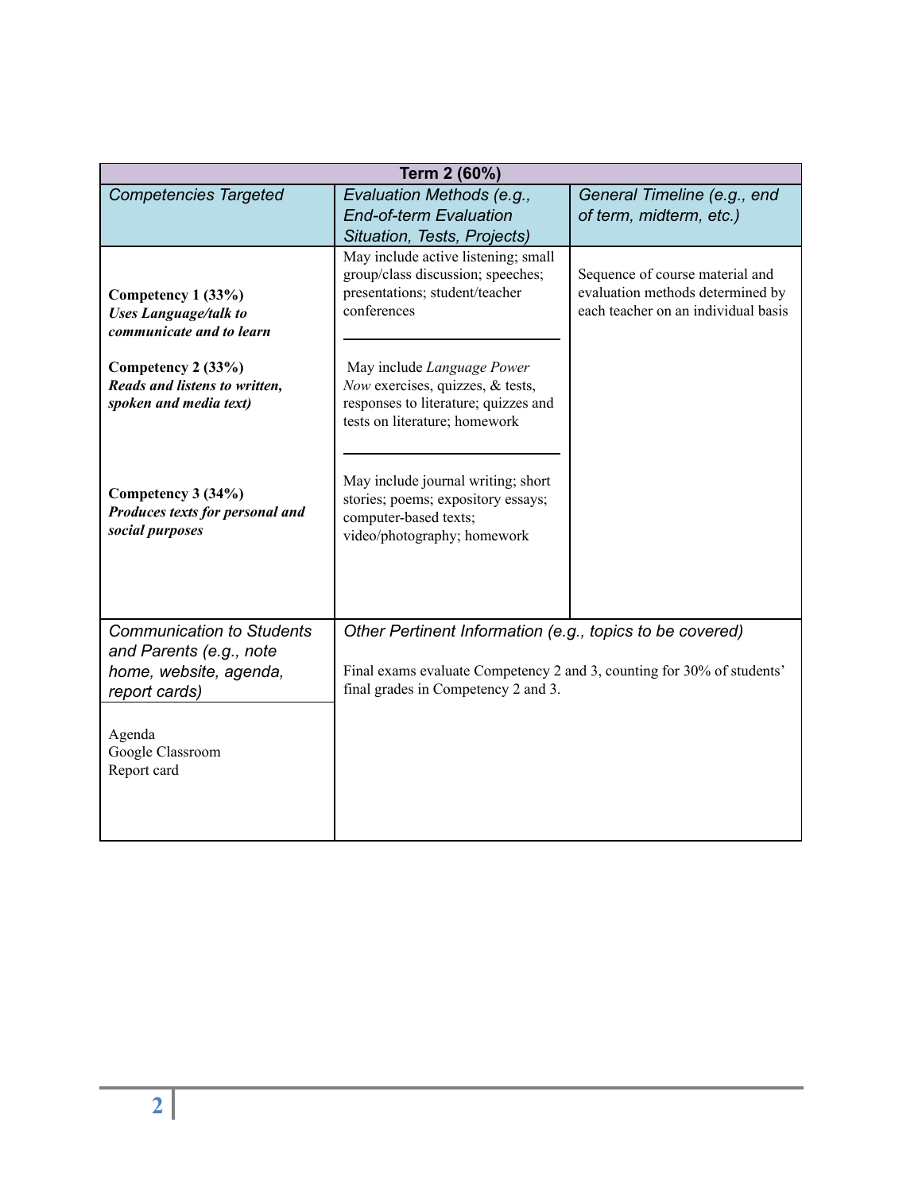| Term 2 (60%) | | |
| --- | --- | --- |
| *Competencies Targeted* | *Evaluation Methods (e.g., End-of-term Evaluation Situation, Tests, Projects)* | *General Timeline (e.g., end of term, midterm, etc.)* |
| **Competency 1 (33%)** ***Uses Language/talk to communicate and to learn*** | May include active listening; small group/class discussion; speeches; presentations; student/teacher conferences | Sequence of course material and evaluation methods determined by each teacher on an individual basis |
| **Competency 2 (33%)** ***Reads and listens to written, spoken and media text)*** | May include *Language Power Now* exercises, quizzes, & tests, responses to literature; quizzes and tests on literature; homework | |
| **Competency 3 (34%)** ***Produces texts for personal and social purposes*** | May include journal writing; short stories; poems; expository essays; computer-based texts; video/photography; homework | |
| *Communication to Students and Parents (e.g., note home, website, agenda, report cards)* | *Other Pertinent Information (e.g., topics to be covered)* | |
| Agenda<br>Google Classroom<br>Report card | Final exams evaluate Competency 2 and 3, counting for 30% of students' final grades in Competency 2 and 3. | |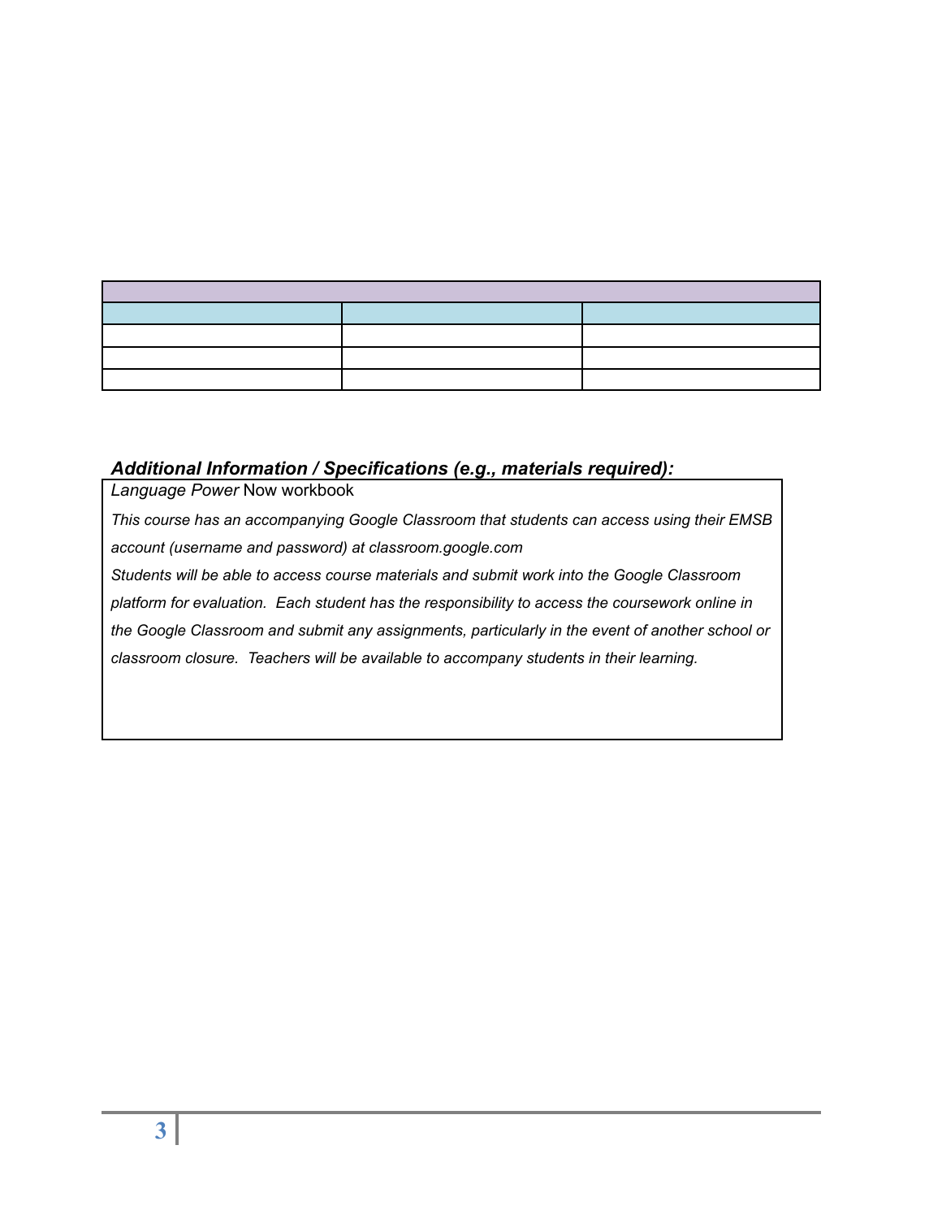| | | |
|---|---|---|
| | | |
| | | |
| | | |
| | | |

***Additional Information / Specifications (e.g., materials required):***

*Language Power* Now workbook

*This course has an accompanying Google Classroom that students can access using their EMSB account (username and password) at classroom.google.com*

*Students will be able to access course materials and submit work into the Google Classroom platform for evaluation. Each student has the responsibility to access the coursework online in the Google Classroom and submit any assignments, particularly in the event of another school or classroom closure. Teachers will be available to accompany students in their learning.*